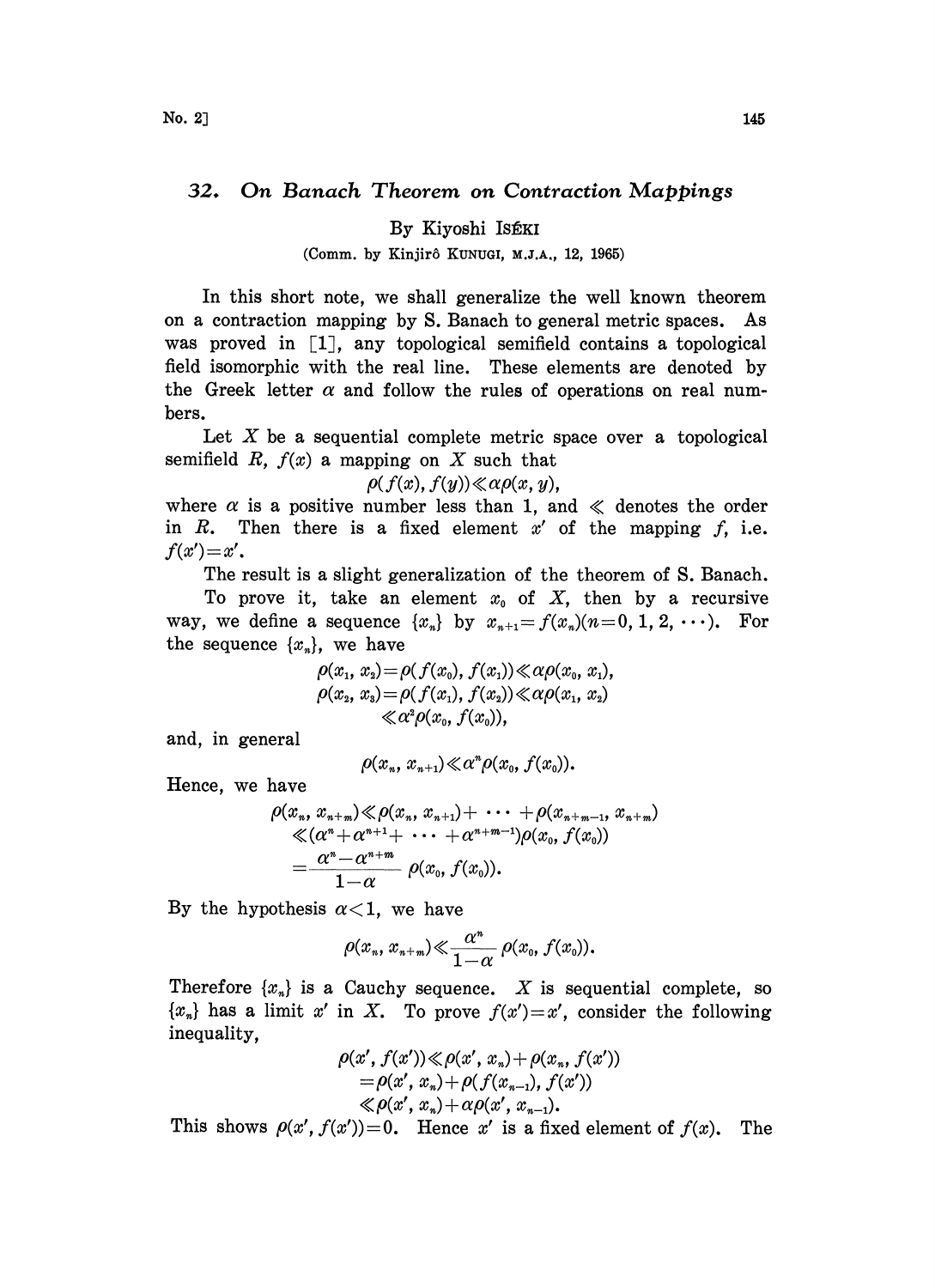# 32. On Banach Theorem on Contraction Mappings

By Kiyoshi ISÉKI

(Comm. by Kinjirô KUNUGI, M.J.A., 12, 1965)

In this short note, we shall generalize the well known theorem on a contraction mapping by S. Banach to general metric spaces. As was proved in [1], any topological semifield contains a topological field isomorphic with the real line. These elements are denoted by the Greek letter $\alpha$ and follow the rules of operations on real numbers.

Let $X$ be a sequential complete metric space over a topological semifield $R$, $f(x)$ a mapping on $X$ such that

$$\rho(f(x), f(y)) \ll \alpha \rho(x, y),$$

where $\alpha$ is a positive number less than 1, and $\ll$ denotes the order in $R$. Then there is a fixed element $x'$ of the mapping $f$, i.e. $f(x')=x'$.

The result is a slight generalization of the theorem of S. Banach.

To prove it, take an element $x_0$ of $X$, then by a recursive way, we define a sequence $\{x_n\}$ by $x_{n+1}=f(x_n)(n=0, 1, 2, \cdots)$. For the sequence $\{x_n\}$, we have

$$\begin{aligned}
\rho(x_1, x_2) &= \rho(f(x_0), f(x_1)) \ll \alpha \rho(x_0, x_1), \\
\rho(x_2, x_3) &= \rho(f(x_1), f(x_2)) \ll \alpha \rho(x_1, x_2) \\
&\ll \alpha^2 \rho(x_0, f(x_0)),
\end{aligned}$$

and, in general

$$\rho(x_n, x_{n+1}) \ll \alpha^n \rho(x_0, f(x_0)).$$

Hence, we have

$$\begin{aligned}
\rho(x_n, x_{n+m}) &\ll \rho(x_n, x_{n+1}) + \cdots + \rho(x_{n+m-1}, x_{n+m}) \\
&\ll (\alpha^n + \alpha^{n+1} + \cdots + \alpha^{n+m-1}) \rho(x_0, f(x_0)) \\
&= \frac{\alpha^n - \alpha^{n+m}}{1-\alpha} \rho(x_0, f(x_0)).
\end{aligned}$$

By the hypothesis $\alpha<1$, we have

$$\rho(x_n, x_{n+m}) \ll \frac{\alpha^n}{1-\alpha} \rho(x_0, f(x_0)).$$

Therefore $\{x_n\}$ is a Cauchy sequence. $X$ is sequential complete, so $\{x_n\}$ has a limit $x'$ in $X$. To prove $f(x')=x'$, consider the following inequality,

$$\begin{aligned}
\rho(x', f(x')) &\ll \rho(x', x_n) + \rho(x_n, f(x')) \\
&= \rho(x', x_n) + \rho(f(x_{n-1}), f(x')) \\
&\ll \rho(x', x_n) + \alpha \rho(x', x_{n-1}).
\end{aligned}$$

This shows $\rho(x', f(x'))=0$. Hence $x'$ is a fixed element of $f(x)$. The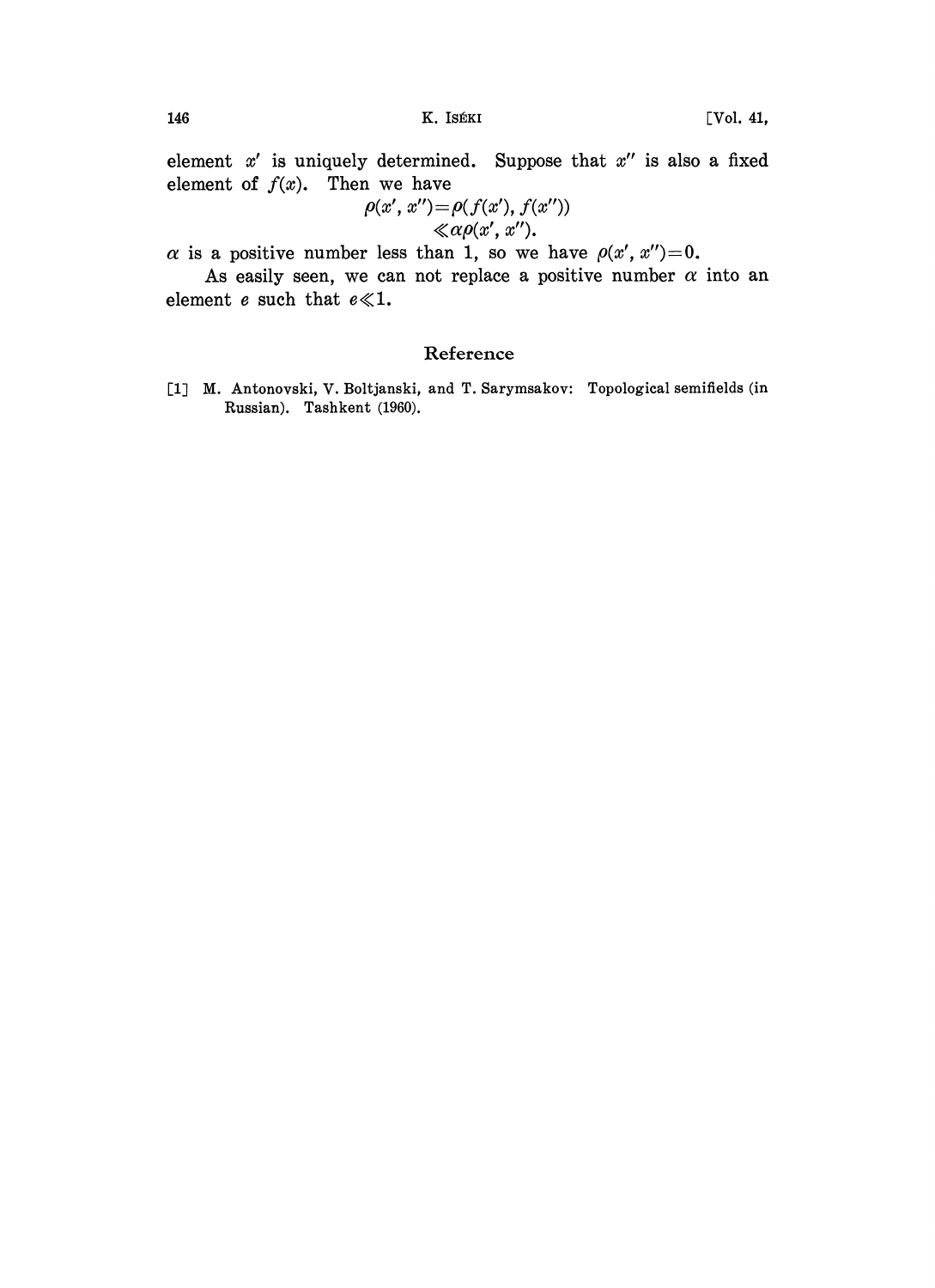element $x'$ is uniquely determined. Suppose that $x''$ is also a fixed element of $f(x)$. Then we have

$$\rho(x', x'') = \rho(f(x'), f(x''))$$
$$\ll \alpha\rho(x', x'').$$

$\alpha$ is a positive number less than 1, so we have $\rho(x', x'') = 0$.

As easily seen, we can not replace a positive number $\alpha$ into an element $e$ such that $e \ll 1$.

## Reference

[1] M. Antonovski, V. Boltjanski, and T. Sarymsakov: Topological semifields (in Russian). Tashkent (1960).